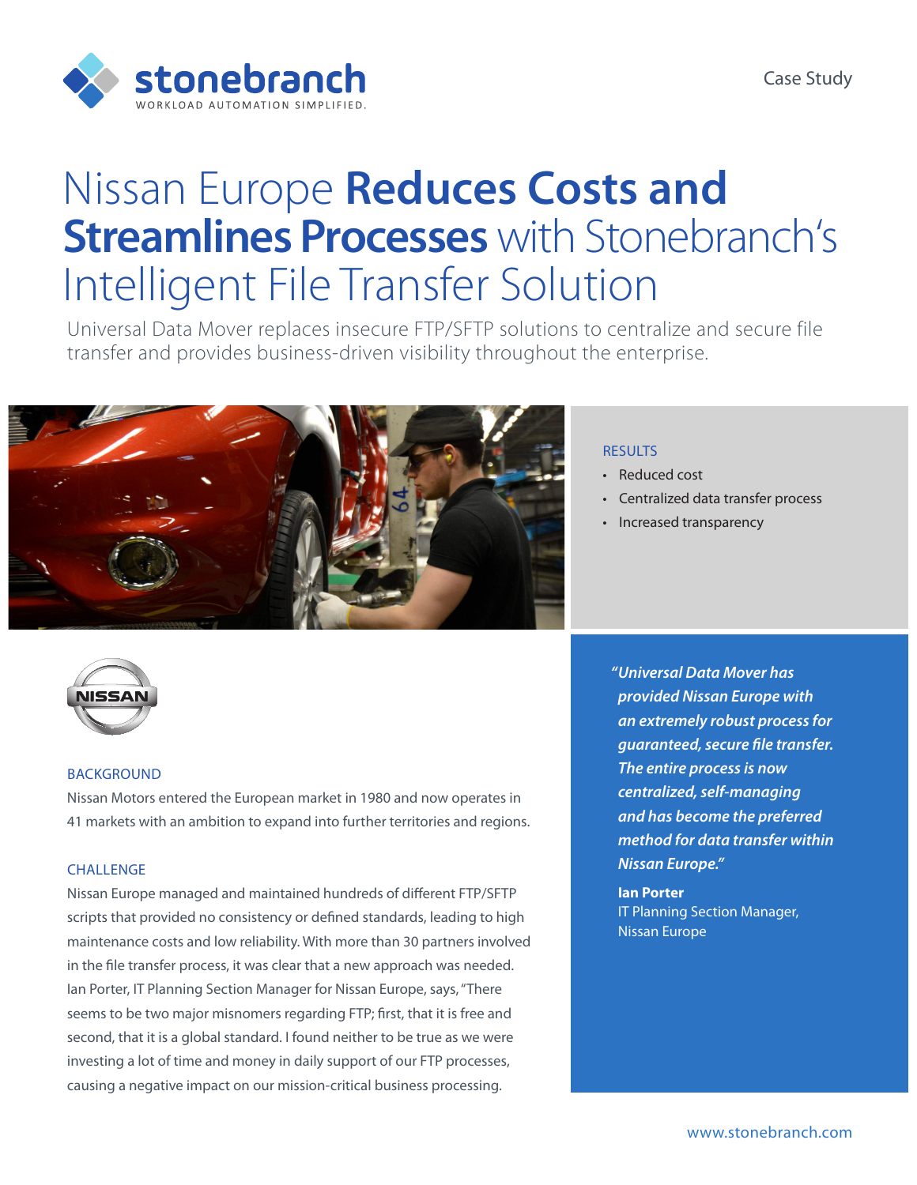stonebranch
WORKLOAD AUTOMATION SIMPLIFIED.

Case Study

# Nissan Europe **Reduces Costs and Streamlines Processes** with Stonebranch's Intelligent File Transfer Solution

Universal Data Mover replaces insecure FTP/SFTP solutions to centralize and secure file transfer and provides business-driven visibility throughout the enterprise.

## RESULTS

- Reduced cost
- Centralized data transfer process
- Increased transparency

## BACKGROUND

Nissan Motors entered the European market in 1980 and now operates in 41 markets with an ambition to expand into further territories and regions.

## CHALLENGE

Nissan Europe managed and maintained hundreds of different FTP/SFTP scripts that provided no consistency or defined standards, leading to high maintenance costs and low reliability. With more than 30 partners involved in the file transfer process, it was clear that a new approach was needed. Ian Porter, IT Planning Section Manager for Nissan Europe, says, "There seems to be two major misnomers regarding FTP; first, that it is free and second, that it is a global standard. I found neither to be true as we were investing a lot of time and money in daily support of our FTP processes, causing a negative impact on our mission-critical business processing.

> ***"Universal Data Mover has provided Nissan Europe with an extremely robust process for guaranteed, secure file transfer. The entire process is now centralized, self-managing and has become the preferred method for data transfer within Nissan Europe."***
>
> **Ian Porter**
> IT Planning Section Manager,
> Nissan Europe

www.stonebranch.com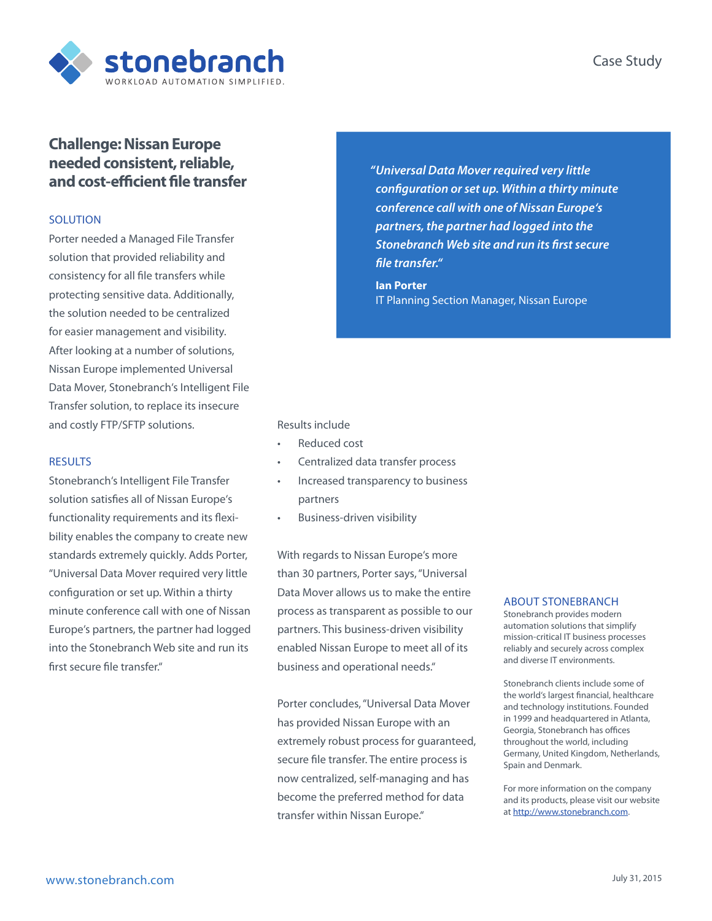stonebranch
WORKLOAD AUTOMATION SIMPLIFIED.

Case Study

## Challenge: Nissan Europe needed consistent, reliable, and cost-efficient file transfer

> *"Universal Data Mover required very little configuration or set up. Within a thirty minute conference call with one of Nissan Europe's partners, the partner had logged into the Stonebranch Web site and run its first secure file transfer."*
>
> **Ian Porter**
> IT Planning Section Manager, Nissan Europe

### SOLUTION

Porter needed a Managed File Transfer solution that provided reliability and consistency for all file transfers while protecting sensitive data. Additionally, the solution needed to be centralized for easier management and visibility. After looking at a number of solutions, Nissan Europe implemented Universal Data Mover, Stonebranch's Intelligent File Transfer solution, to replace its insecure and costly FTP/SFTP solutions.

### RESULTS

Stonebranch's Intelligent File Transfer solution satisfies all of Nissan Europe's functionality requirements and its flexibility enables the company to create new standards extremely quickly. Adds Porter, "Universal Data Mover required very little configuration or set up. Within a thirty minute conference call with one of Nissan Europe's partners, the partner had logged into the Stonebranch Web site and run its first secure file transfer."

Results include

- Reduced cost
- Centralized data transfer process
- Increased transparency to business partners
- Business-driven visibility

With regards to Nissan Europe's more than 30 partners, Porter says, "Universal Data Mover allows us to make the entire process as transparent as possible to our partners. This business-driven visibility enabled Nissan Europe to meet all of its business and operational needs."

Porter concludes, "Universal Data Mover has provided Nissan Europe with an extremely robust process for guaranteed, secure file transfer. The entire process is now centralized, self-managing and has become the preferred method for data transfer within Nissan Europe."

### ABOUT STONEBRANCH

Stonebranch provides modern automation solutions that simplify mission-critical IT business processes reliably and securely across complex and diverse IT environments.

Stonebranch clients include some of the world's largest financial, healthcare and technology institutions. Founded in 1999 and headquartered in Atlanta, Georgia, Stonebranch has offices throughout the world, including Germany, United Kingdom, Netherlands, Spain and Denmark.

For more information on the company and its products, please visit our website at http://www.stonebranch.com.

www.stonebranch.com

July 31, 2015